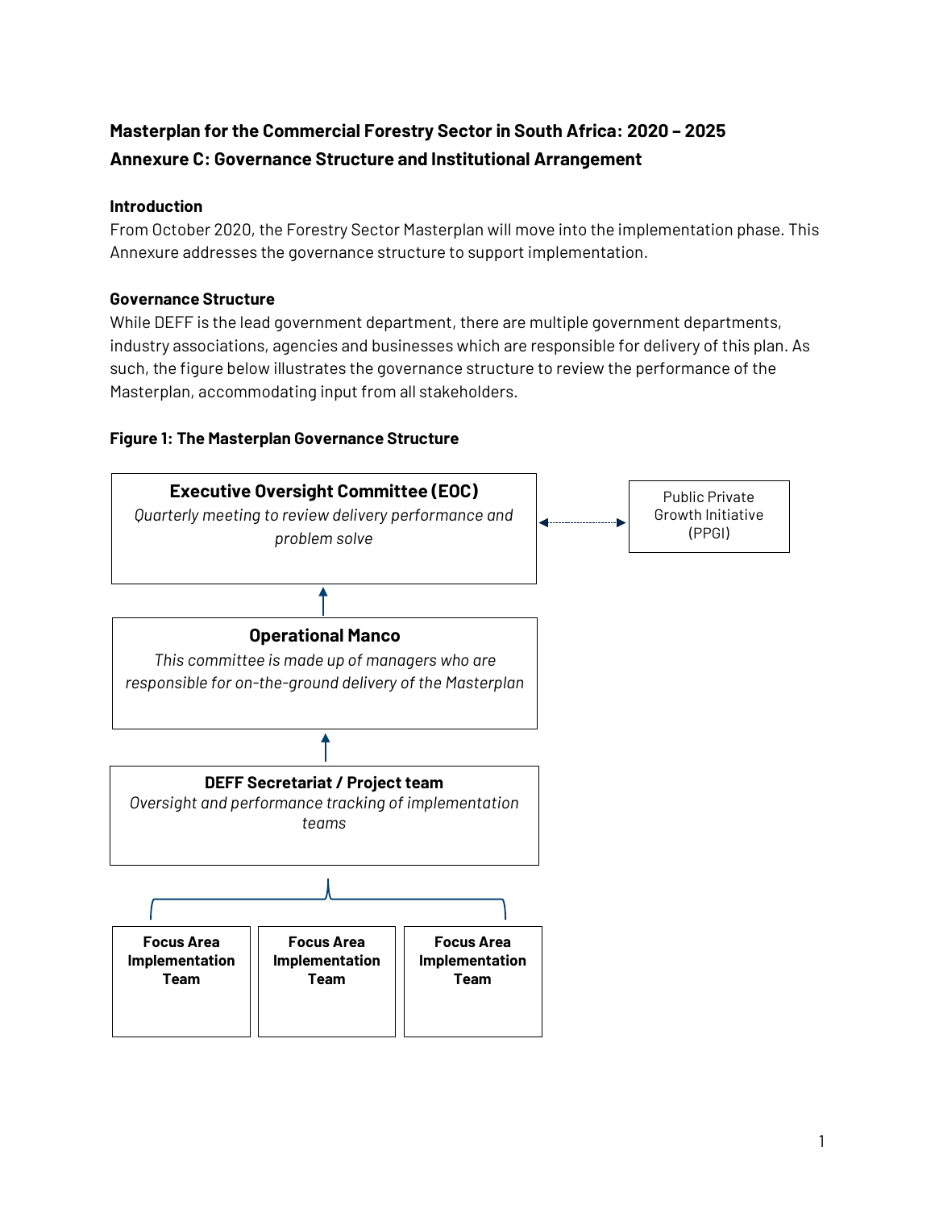# Masterplan for the Commercial Forestry Sector in South Africa: 2020 – 2025

## Annexure C: Governance Structure and Institutional Arrangement

### Introduction

From October 2020, the Forestry Sector Masterplan will move into the implementation phase. This Annexure addresses the governance structure to support implementation.

### Governance Structure

While DEFF is the lead government department, there are multiple government departments, industry associations, agencies and businesses which are responsible for delivery of this plan. As such, the figure below illustrates the governance structure to review the performance of the Masterplan, accommodating input from all stakeholders.

**Figure 1: The Masterplan Governance Structure**

**Executive Oversight Committee (EOC)**
*Quarterly meeting to review delivery performance and problem solve*

↔ Public Private Growth Initiative (PPGI)

↑

**Operational Manco**
*This committee is made up of managers who are responsible for on-the-ground delivery of the Masterplan*

↑

**DEFF Secretariat / Project team**
*Oversight and performance tracking of implementation teams*

| **Focus Area Implementation Team** | **Focus Area Implementation Team** | **Focus Area Implementation Team** |
|---|---|---|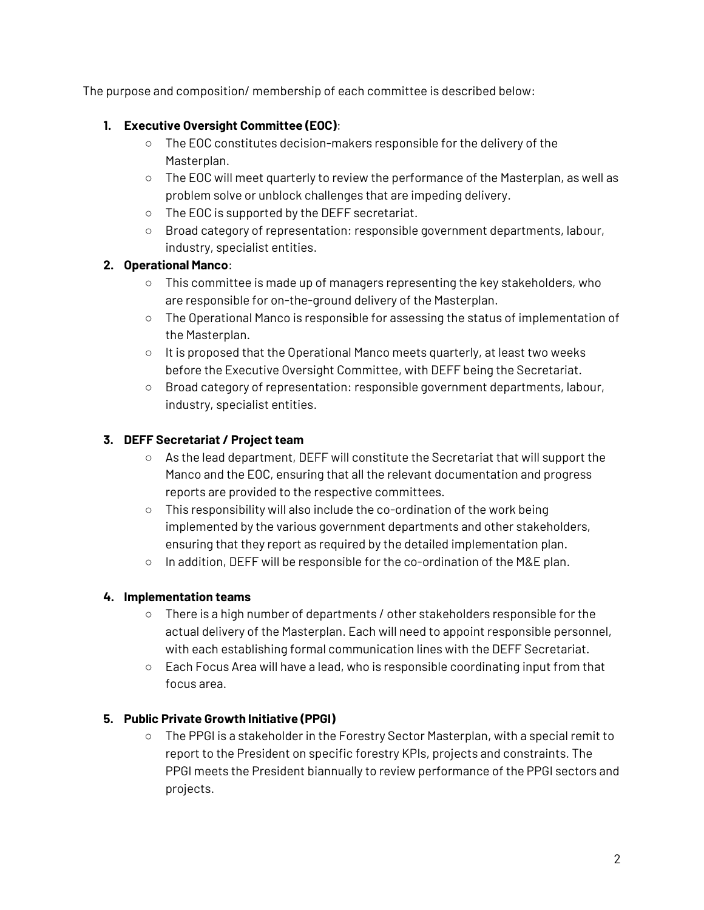The purpose and composition/ membership of each committee is described below:

1. **Executive Oversight Committee (EOC)**:
   - The EOC constitutes decision-makers responsible for the delivery of the Masterplan.
   - The EOC will meet quarterly to review the performance of the Masterplan, as well as problem solve or unblock challenges that are impeding delivery.
   - The EOC is supported by the DEFF secretariat.
   - Broad category of representation: responsible government departments, labour, industry, specialist entities.
2. **Operational Manco**:
   - This committee is made up of managers representing the key stakeholders, who are responsible for on-the-ground delivery of the Masterplan.
   - The Operational Manco is responsible for assessing the status of implementation of the Masterplan.
   - It is proposed that the Operational Manco meets quarterly, at least two weeks before the Executive Oversight Committee, with DEFF being the Secretariat.
   - Broad category of representation: responsible government departments, labour, industry, specialist entities.

3. **DEFF Secretariat / Project team**
   - As the lead department, DEFF will constitute the Secretariat that will support the Manco and the EOC, ensuring that all the relevant documentation and progress reports are provided to the respective committees.
   - This responsibility will also include the co-ordination of the work being implemented by the various government departments and other stakeholders, ensuring that they report as required by the detailed implementation plan.
   - In addition, DEFF will be responsible for the co-ordination of the M&E plan.

4. **Implementation teams**
   - There is a high number of departments / other stakeholders responsible for the actual delivery of the Masterplan. Each will need to appoint responsible personnel, with each establishing formal communication lines with the DEFF Secretariat.
   - Each Focus Area will have a lead, who is responsible coordinating input from that focus area.

5. **Public Private Growth Initiative (PPGI)**
   - The PPGI is a stakeholder in the Forestry Sector Masterplan, with a special remit to report to the President on specific forestry KPIs, projects and constraints. The PPGI meets the President biannually to review performance of the PPGI sectors and projects.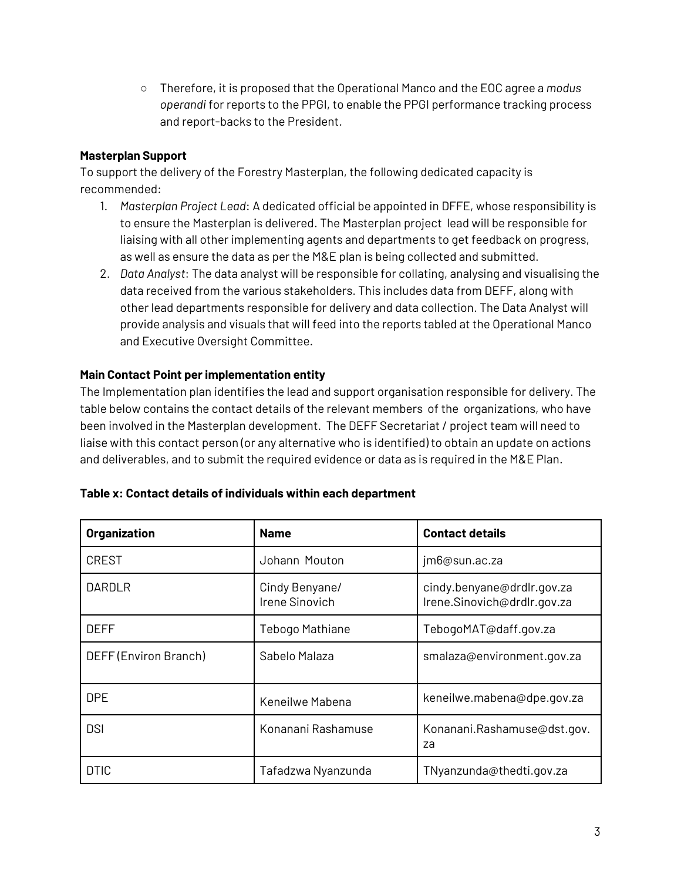- Therefore, it is proposed that the Operational Manco and the EOC agree a *modus operandi* for reports to the PPGI, to enable the PPGI performance tracking process and report-backs to the President.

**Masterplan Support**

To support the delivery of the Forestry Masterplan, the following dedicated capacity is recommended:

1. *Masterplan Project Lead*: A dedicated official be appointed in DFFE, whose responsibility is to ensure the Masterplan is delivered. The Masterplan project lead will be responsible for liaising with all other implementing agents and departments to get feedback on progress, as well as ensure the data as per the M&E plan is being collected and submitted.
2. *Data Analyst*: The data analyst will be responsible for collating, analysing and visualising the data received from the various stakeholders. This includes data from DEFF, along with other lead departments responsible for delivery and data collection. The Data Analyst will provide analysis and visuals that will feed into the reports tabled at the Operational Manco and Executive Oversight Committee.

**Main Contact Point per implementation entity**

The Implementation plan identifies the lead and support organisation responsible for delivery. The table below contains the contact details of the relevant members of the organizations, who have been involved in the Masterplan development. The DEFF Secretariat / project team will need to liaise with this contact person (or any alternative who is identified) to obtain an update on actions and deliverables, and to submit the required evidence or data as is required in the M&E Plan.

**Table x: Contact details of individuals within each department**

| Organization | Name | Contact details |
| --- | --- | --- |
| CREST | Johann Mouton | jm6@sun.ac.za |
| DARDLR | Cindy Benyane/ Irene Sinovich | cindy.benyane@drdlr.gov.za Irene.Sinovich@drdlr.gov.za |
| DEFF | Tebogo Mathiane | TebogoMAT@daff.gov.za |
| DEFF (Environ Branch) | Sabelo Malaza | smalaza@environment.gov.za |
| DPE | Keneilwe Mabena | keneilwe.mabena@dpe.gov.za |
| DSI | Konanani Rashamuse | Konanani.Rashamuse@dst.gov.za |
| DTIC | Tafadzwa Nyanzunda | TNyanzunda@thedti.gov.za |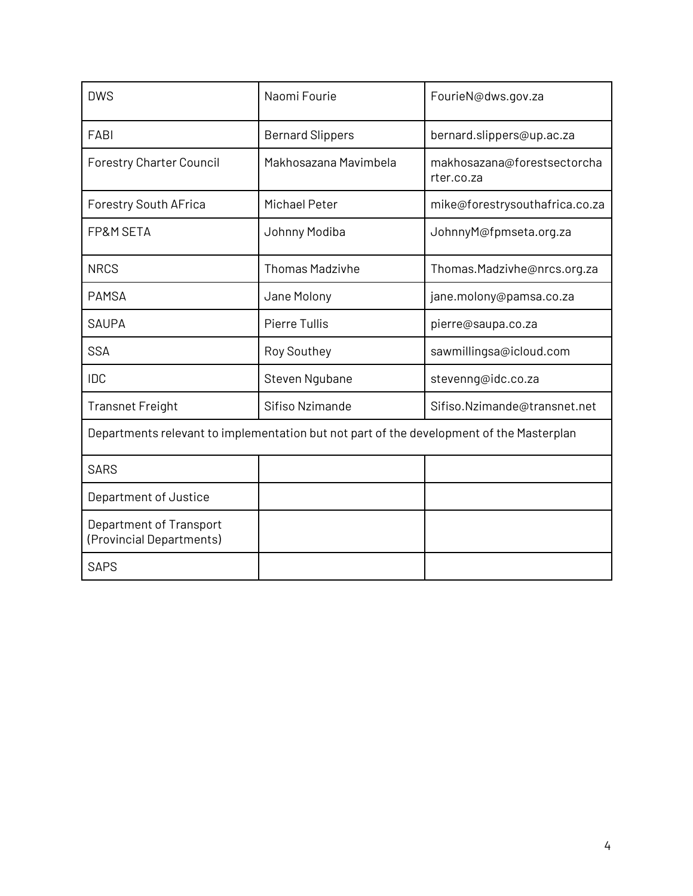| | | |
|---|---|---|
| DWS | Naomi Fourie | FourieN@dws.gov.za |
| FABI | Bernard Slippers | bernard.slippers@up.ac.za |
| Forestry Charter Council | Makhosazana Mavimbela | makhosazana@forestsectorcharter.co.za |
| Forestry South AFrica | Michael Peter | mike@forestrysouthafrica.co.za |
| FP&M SETA | Johnny Modiba | JohnnyM@fpmseta.org.za |
| NRCS | Thomas Madzivhe | Thomas.Madzivhe@nrcs.org.za |
| PAMSA | Jane Molony | jane.molony@pamsa.co.za |
| SAUPA | Pierre Tullis | pierre@saupa.co.za |
| SSA | Roy Southey | sawmillingsa@icloud.com |
| IDC | Steven Ngubane | stevenng@idc.co.za |
| Transnet Freight | Sifiso Nzimande | Sifiso.Nzimande@transnet.net |
| Departments relevant to implementation but not part of the development of the Masterplan | | |
| SARS | | |
| Department of Justice | | |
| Department of Transport (Provincial Departments) | | |
| SAPS | | |